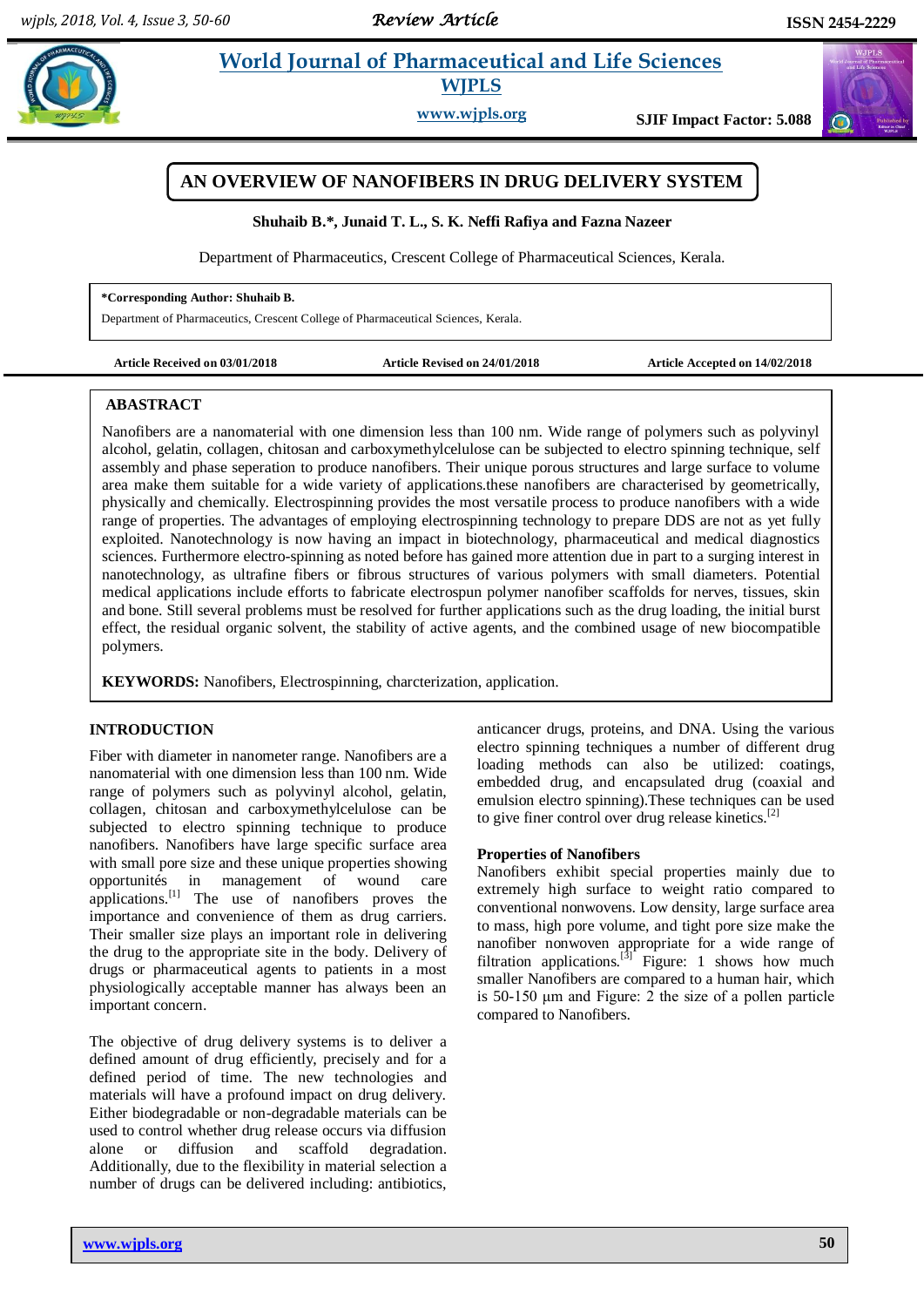# AN OVERVIEW OF NANOFIBERS IN DRUG DELIVERY SYSTEM

**Shuhaib B.\*, Junaid T. L., S. K. Neffi Rafiya and Fazna Nazeer**

Department of Pharmaceutics, Crescent College of Pharmaceutical Sciences, Kerala.

**\*Corresponding Author: Shuhaib B.**

Department of Pharmaceutics, Crescent College of Pharmaceutical Sciences, Kerala.

**Article Received on 03/01/2018** **Article Revised on 24/01/2018** **Article Accepted on 14/02/2018**

## ABASTRACT

Nanofibers are a nanomaterial with one dimension less than 100 nm. Wide range of polymers such as polyvinyl alcohol, gelatin, collagen, chitosan and carboxymethylcelulose can be subjected to electro spinning technique, self assembly and phase seperation to produce nanofibers. Their unique porous structures and large surface to volume area make them suitable for a wide variety of applications.these nanofibers are characterised by geometrically, physically and chemically. Electrospinning provides the most versatile process to produce nanofibers with a wide range of properties. The advantages of employing electrospinning technology to prepare DDS are not as yet fully exploited. Nanotechnology is now having an impact in biotechnology, pharmaceutical and medical diagnostics sciences. Furthermore electro-spinning as noted before has gained more attention due in part to a surging interest in nanotechnology, as ultrafine fibers or fibrous structures of various polymers with small diameters. Potential medical applications include efforts to fabricate electrospun polymer nanofiber scaffolds for nerves, tissues, skin and bone. Still several problems must be resolved for further applications such as the drug loading, the initial burst effect, the residual organic solvent, the stability of active agents, and the combined usage of new biocompatible polymers.

**KEYWORDS:** Nanofibers, Electrospinning, charcterization, application.

## INTRODUCTION

Fiber with diameter in nanometer range. Nanofibers are a nanomaterial with one dimension less than 100 nm. Wide range of polymers such as polyvinyl alcohol, gelatin, collagen, chitosan and carboxymethylcelulose can be subjected to electro spinning technique to produce nanofibers. Nanofibers have large specific surface area with small pore size and these unique properties showing opportunités in management of wound care applications.[1] The use of nanofibers proves the importance and convenience of them as drug carriers. Their smaller size plays an important role in delivering the drug to the appropriate site in the body. Delivery of drugs or pharmaceutical agents to patients in a most physiologically acceptable manner has always been an important concern.

The objective of drug delivery systems is to deliver a defined amount of drug efficiently, precisely and for a defined period of time. The new technologies and materials will have a profound impact on drug delivery. Either biodegradable or non-degradable materials can be used to control whether drug release occurs via diffusion alone or diffusion and scaffold degradation. Additionally, due to the flexibility in material selection a number of drugs can be delivered including: antibiotics, anticancer drugs, proteins, and DNA. Using the various electro spinning techniques a number of different drug loading methods can also be utilized: coatings, embedded drug, and encapsulated drug (coaxial and emulsion electro spinning).These techniques can be used to give finer control over drug release kinetics.[2]

### Properties of Nanofibers

Nanofibers exhibit special properties mainly due to extremely high surface to weight ratio compared to conventional nonwovens. Low density, large surface area to mass, high pore volume, and tight pore size make the nanofiber nonwoven appropriate for a wide range of filtration applications.[3] Figure: 1 shows how much smaller Nanofibers are compared to a human hair, which is 50-150 µm and Figure: 2 the size of a pollen particle compared to Nanofibers.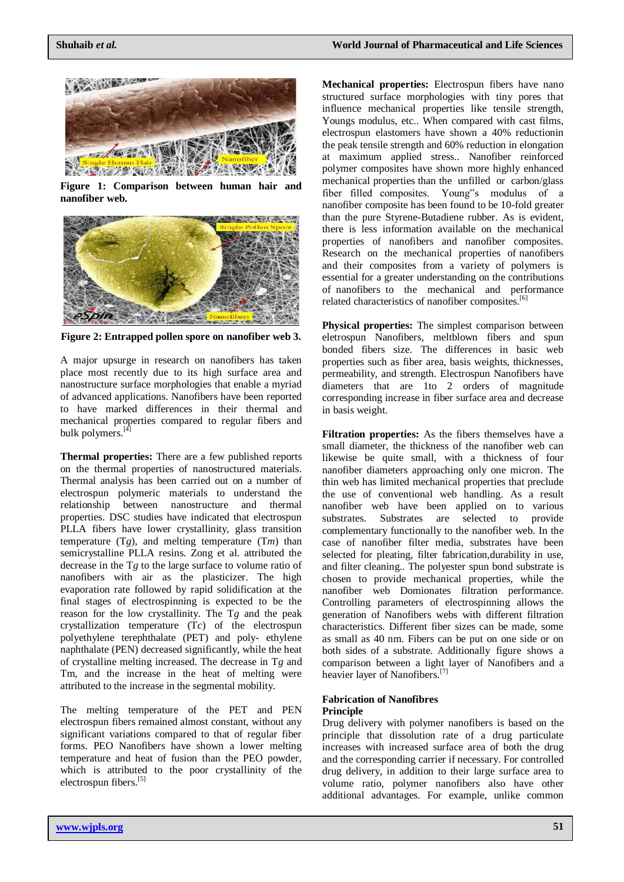**Figure 1: Comparison between human hair and nanofiber web.**

**Figure 2: Entrapped pollen spore on nanofiber web 3.**

A major upsurge in research on nanofibers has taken place most recently due to its high surface area and nanostructure surface morphologies that enable a myriad of advanced applications. Nanofibers have been reported to have marked differences in their thermal and mechanical properties compared to regular fibers and bulk polymers.[4]

**Thermal properties:** There are a few published reports on the thermal properties of nanostructured materials. Thermal analysis has been carried out on a number of electrospun polymeric materials to understand the relationship between nanostructure and thermal properties. DSC studies have indicated that electrospun PLLA fibers have lower crystallinity, glass transition temperature ($Tg$), and melting temperature ($Tm$) than semicrystalline PLLA resins. Zong et al. attributed the decrease in the $Tg$ to the large surface to volume ratio of nanofibers with air as the plasticizer. The high evaporation rate followed by rapid solidification at the final stages of electrospinning is expected to be the reason for the low crystallinity. The $Tg$ and the peak crystallization temperature ($Tc$) of the electrospun polyethylene terephthalate (PET) and poly- ethylene naphthalate (PEN) decreased significantly, while the heat of crystalline melting increased. The decrease in $Tg$ and Tm, and the increase in the heat of melting were attributed to the increase in the segmental mobility.

The melting temperature of the PET and PEN electrospun fibers remained almost constant, without any significant variations compared to that of regular fiber forms. PEO Nanofibers have shown a lower melting temperature and heat of fusion than the PEO powder, which is attributed to the poor crystallinity of the electrospun fibers.[5]

**Mechanical properties:** Electrospun fibers have nano structured surface morphologies with tiny pores that influence mechanical properties like tensile strength, Youngs modulus, etc.. When compared with cast films, electrospun elastomers have shown a 40% reductionin the peak tensile strength and 60% reduction in elongation at maximum applied stress.. Nanofiber reinforced polymer composites have shown more highly enhanced mechanical properties than the unfilled or carbon/glass fiber filled composites. Young"s modulus of a nanofiber composite has been found to be 10-fold greater than the pure Styrene-Butadiene rubber. As is evident, there is less information available on the mechanical properties of nanofibers and nanofiber composites. Research on the mechanical properties of nanofibers and their composites from a variety of polymers is essential for a greater understanding on the contributions of nanofibers to the mechanical and performance related characteristics of nanofiber composites.[6]

**Physical properties:** The simplest comparison between eletrospun Nanofibers, meltblown fibers and spun bonded fibers is the differences in basic web properties such as fiber area, basis weights, thicknesses, permeability, and strength. Electrospun Nanofibers have diameters that are 1to 2 orders of magnitude corresponding increase in fiber surface area and decrease in basis weight.

**Filtration properties:** As the fibers themselves have a small diameter, the thickness of the nanofiber web can likewise be quite small, with a thickness of four nanofiber diameters approaching only one micron. The thin web has limited mechanical properties that preclude the use of conventional web handling. As a result nanofiber web have been applied on to various substrates. Substrates are selected to provide complementary functionally to the nanofiber web. In the case of nanofiber filter media, substrates have been selected for pleating, filter fabrication,durability in use, and filter cleaning.. The polyester spun bond substrate is chosen to provide mechanical properties, while the nanofiber web Domionates filtration performance. Controlling parameters of electrospinning allows the generation of Nanofibers webs with different filtration characteristics. Different fiber sizes can be made, some as small as 40 nm. Fibers can be put on one side or on both sides of a substrate. Additionally figure shows a comparison between a light layer of Nanofibers and a heavier layer of Nanofibers.[7]

## Fabrication of Nanofibres

### Principle

Drug delivery with polymer nanofibers is based on the principle that dissolution rate of a drug particulate increases with increased surface area of both the drug and the corresponding carrier if necessary. For controlled drug delivery, in addition to their large surface area to volume ratio, polymer nanofibers also have other additional advantages. For example, unlike common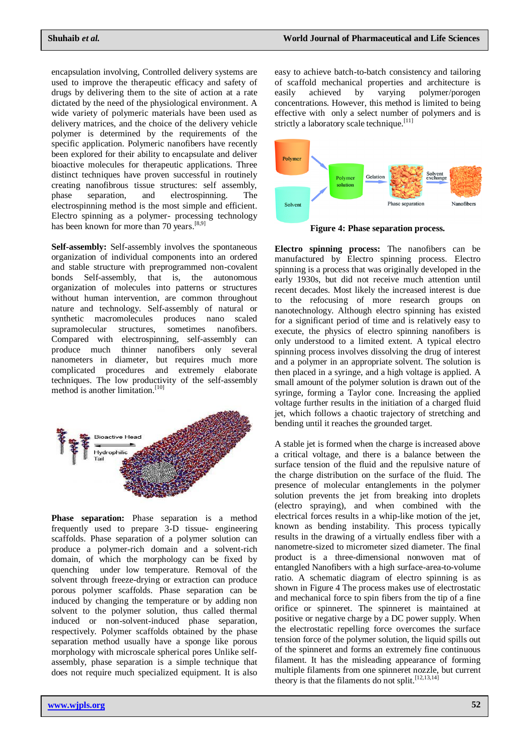encapsulation involving, Controlled delivery systems are used to improve the therapeutic efficacy and safety of drugs by delivering them to the site of action at a rate dictated by the need of the physiological environment. A wide variety of polymeric materials have been used as delivery matrices, and the choice of the delivery vehicle polymer is determined by the requirements of the specific application. Polymeric nanofibers have recently been explored for their ability to encapsulate and deliver bioactive molecules for therapeutic applications. Three distinct techniques have proven successful in routinely creating nanofibrous tissue structures: self assembly, phase separation, and electrospinning. The electrospinning method is the most simple and efficient. Electro spinning as a polymer- processing technology has been known for more than 70 years.[8,9]

**Self-assembly:** Self-assembly involves the spontaneous organization of individual components into an ordered and stable structure with preprogrammed non-covalent bonds Self-assembly, that is, the autonomous organization of molecules into patterns or structures without human intervention, are common throughout nature and technology. Self-assembly of natural or synthetic macromolecules produces nano scaled supramolecular structures, sometimes nanofibers. Compared with electrospinning, self-assembly can produce much thinner nanofibers only several nanometers in diameter, but requires much more complicated procedures and extremely elaborate techniques. The low productivity of the self-assembly method is another limitation.[10]

**Phase separation:** Phase separation is a method frequently used to prepare 3-D tissue- engineering scaffolds. Phase separation of a polymer solution can produce a polymer-rich domain and a solvent-rich domain, of which the morphology can be fixed by quenching under low temperature. Removal of the solvent through freeze-drying or extraction can produce porous polymer scaffolds. Phase separation can be induced by changing the temperature or by adding non solvent to the polymer solution, thus called thermal induced or non-solvent-induced phase separation, respectively. Polymer scaffolds obtained by the phase separation method usually have a sponge like porous morphology with microscale spherical pores Unlike self-assembly, phase separation is a simple technique that does not require much specialized equipment. It is also easy to achieve batch-to-batch consistency and tailoring of scaffold mechanical properties and architecture is easily achieved by varying polymer/porogen concentrations. However, this method is limited to being effective with only a select number of polymers and is strictly a laboratory scale technique.[11]

**Figure 4: Phase separation process.**

**Electro spinning process:** The nanofibers can be manufactured by Electro spinning process. Electro spinning is a process that was originally developed in the early 1930s, but did not receive much attention until recent decades. Most likely the increased interest is due to the refocusing of more research groups on nanotechnology. Although electro spinning has existed for a significant period of time and is relatively easy to execute, the physics of electro spinning nanofibers is only understood to a limited extent. A typical electro spinning process involves dissolving the drug of interest and a polymer in an appropriate solvent. The solution is then placed in a syringe, and a high voltage is applied. A small amount of the polymer solution is drawn out of the syringe, forming a Taylor cone. Increasing the applied voltage further results in the initiation of a charged fluid jet, which follows a chaotic trajectory of stretching and bending until it reaches the grounded target.

A stable jet is formed when the charge is increased above a critical voltage, and there is a balance between the surface tension of the fluid and the repulsive nature of the charge distribution on the surface of the fluid. The presence of molecular entanglements in the polymer solution prevents the jet from breaking into droplets (electro spraying), and when combined with the electrical forces results in a whip-like motion of the jet, known as bending instability. This process typically results in the drawing of a virtually endless fiber with a nanometre-sized to micrometer sized diameter. The final product is a three-dimensional nonwoven mat of entangled Nanofibers with a high surface-area-to-volume ratio. A schematic diagram of electro spinning is as shown in Figure 4 The process makes use of electrostatic and mechanical force to spin fibers from the tip of a fine orifice or spinneret. The spinneret is maintained at positive or negative charge by a DC power supply. When the electrostatic repelling force overcomes the surface tension force of the polymer solution, the liquid spills out of the spinneret and forms an extremely fine continuous filament. It has the misleading appearance of forming multiple filaments from one spinneret nozzle, but current theory is that the filaments do not split.[12,13,14]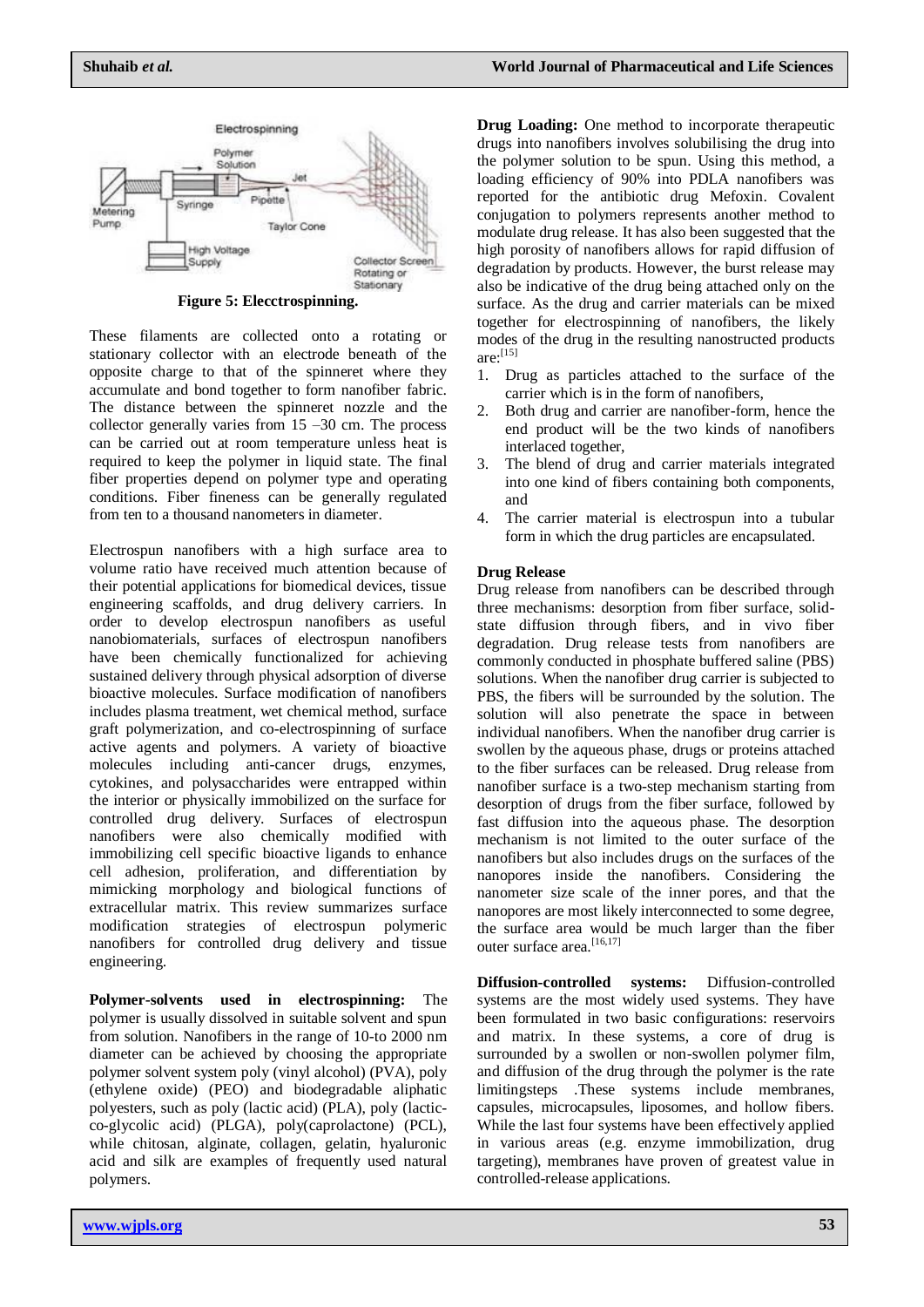**Figure 5: Elecctrospinning.**

These filaments are collected onto a rotating or stationary collector with an electrode beneath of the opposite charge to that of the spinneret where they accumulate and bond together to form nanofiber fabric. The distance between the spinneret nozzle and the collector generally varies from 15 –30 cm. The process can be carried out at room temperature unless heat is required to keep the polymer in liquid state. The final fiber properties depend on polymer type and operating conditions. Fiber fineness can be generally regulated from ten to a thousand nanometers in diameter.

Electrospun nanofibers with a high surface area to volume ratio have received much attention because of their potential applications for biomedical devices, tissue engineering scaffolds, and drug delivery carriers. In order to develop electrospun nanofibers as useful nanobiomaterials, surfaces of electrospun nanofibers have been chemically functionalized for achieving sustained delivery through physical adsorption of diverse bioactive molecules. Surface modification of nanofibers includes plasma treatment, wet chemical method, surface graft polymerization, and co-electrospinning of surface active agents and polymers. A variety of bioactive molecules including anti-cancer drugs, enzymes, cytokines, and polysaccharides were entrapped within the interior or physically immobilized on the surface for controlled drug delivery. Surfaces of electrospun nanofibers were also chemically modified with immobilizing cell specific bioactive ligands to enhance cell adhesion, proliferation, and differentiation by mimicking morphology and biological functions of extracellular matrix. This review summarizes surface modification strategies of electrospun polymeric nanofibers for controlled drug delivery and tissue engineering.

**Polymer-solvents used in electrospinning:** The polymer is usually dissolved in suitable solvent and spun from solution. Nanofibers in the range of 10-to 2000 nm diameter can be achieved by choosing the appropriate polymer solvent system poly (vinyl alcohol) (PVA), poly (ethylene oxide) (PEO) and biodegradable aliphatic polyesters, such as poly (lactic acid) (PLA), poly (lactic-co-glycolic acid) (PLGA), poly(caprolactone) (PCL), while chitosan, alginate, collagen, gelatin, hyaluronic acid and silk are examples of frequently used natural polymers.

**Drug Loading:** One method to incorporate therapeutic drugs into nanofibers involves solubilising the drug into the polymer solution to be spun. Using this method, a loading efficiency of 90% into PDLA nanofibers was reported for the antibiotic drug Mefoxin. Covalent conjugation to polymers represents another method to modulate drug release. It has also been suggested that the high porosity of nanofibers allows for rapid diffusion of degradation by products. However, the burst release may also be indicative of the drug being attached only on the surface. As the drug and carrier materials can be mixed together for electrospinning of nanofibers, the likely modes of the drug in the resulting nanostructured products are:[15]

1. Drug as particles attached to the surface of the carrier which is in the form of nanofibers,
2. Both drug and carrier are nanofiber-form, hence the end product will be the two kinds of nanofibers interlaced together,
3. The blend of drug and carrier materials integrated into one kind of fibers containing both components, and
4. The carrier material is electrospun into a tubular form in which the drug particles are encapsulated.

**Drug Release**

Drug release from nanofibers can be described through three mechanisms: desorption from fiber surface, solid-state diffusion through fibers, and in vivo fiber degradation. Drug release tests from nanofibers are commonly conducted in phosphate buffered saline (PBS) solutions. When the nanofiber drug carrier is subjected to PBS, the fibers will be surrounded by the solution. The solution will also penetrate the space in between individual nanofibers. When the nanofiber drug carrier is swollen by the aqueous phase, drugs or proteins attached to the fiber surfaces can be released. Drug release from nanofiber surface is a two-step mechanism starting from desorption of drugs from the fiber surface, followed by fast diffusion into the aqueous phase. The desorption mechanism is not limited to the outer surface of the nanofibers but also includes drugs on the surfaces of the nanopores inside the nanofibers. Considering the nanometer size scale of the inner pores, and that the nanopores are most likely interconnected to some degree, the surface area would be much larger than the fiber outer surface area.[16,17]

**Diffusion-controlled systems:** Diffusion-controlled systems are the most widely used systems. They have been formulated in two basic configurations: reservoirs and matrix. In these systems, a core of drug is surrounded by a swollen or non-swollen polymer film, and diffusion of the drug through the polymer is the rate limitingsteps .These systems include membranes, capsules, microcapsules, liposomes, and hollow fibers. While the last four systems have been effectively applied in various areas (e.g. enzyme immobilization, drug targeting), membranes have proven of greatest value in controlled-release applications.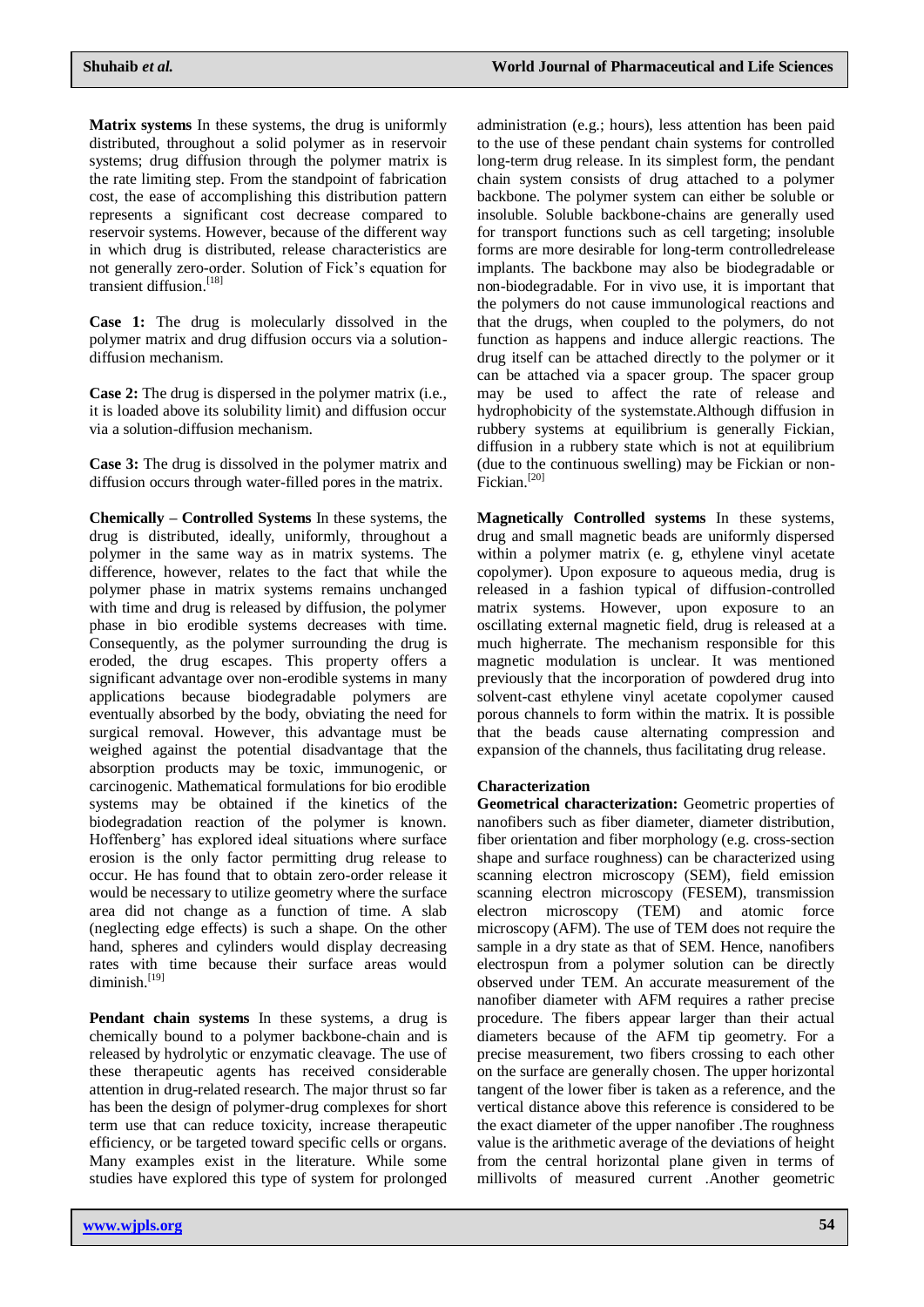**Matrix systems** In these systems, the drug is uniformly distributed, throughout a solid polymer as in reservoir systems; drug diffusion through the polymer matrix is the rate limiting step. From the standpoint of fabrication cost, the ease of accomplishing this distribution pattern represents a significant cost decrease compared to reservoir systems. However, because of the different way in which drug is distributed, release characteristics are not generally zero-order. Solution of Fick's equation for transient diffusion.[18]

**Case 1:** The drug is molecularly dissolved in the polymer matrix and drug diffusion occurs via a solution-diffusion mechanism.

**Case 2:** The drug is dispersed in the polymer matrix (i.e., it is loaded above its solubility limit) and diffusion occur via a solution-diffusion mechanism.

**Case 3:** The drug is dissolved in the polymer matrix and diffusion occurs through water-filled pores in the matrix.

**Chemically – Controlled Systems** In these systems, the drug is distributed, ideally, uniformly, throughout a polymer in the same way as in matrix systems. The difference, however, relates to the fact that while the polymer phase in matrix systems remains unchanged with time and drug is released by diffusion, the polymer phase in bio erodible systems decreases with time. Consequently, as the polymer surrounding the drug is eroded, the drug escapes. This property offers a significant advantage over non-erodible systems in many applications because biodegradable polymers are eventually absorbed by the body, obviating the need for surgical removal. However, this advantage must be weighed against the potential disadvantage that the absorption products may be toxic, immunogenic, or carcinogenic. Mathematical formulations for bio erodible systems may be obtained if the kinetics of the biodegradation reaction of the polymer is known. Hoffenberg' has explored ideal situations where surface erosion is the only factor permitting drug release to occur. He has found that to obtain zero-order release it would be necessary to utilize geometry where the surface area did not change as a function of time. A slab (neglecting edge effects) is such a shape. On the other hand, spheres and cylinders would display decreasing rates with time because their surface areas would diminish.[19]

**Pendant chain systems** In these systems, a drug is chemically bound to a polymer backbone-chain and is released by hydrolytic or enzymatic cleavage. The use of these therapeutic agents has received considerable attention in drug-related research. The major thrust so far has been the design of polymer-drug complexes for short term use that can reduce toxicity, increase therapeutic efficiency, or be targeted toward specific cells or organs. Many examples exist in the literature. While some studies have explored this type of system for prolonged administration (e.g.; hours), less attention has been paid to the use of these pendant chain systems for controlled long-term drug release. In its simplest form, the pendant chain system consists of drug attached to a polymer backbone. The polymer system can either be soluble or insoluble. Soluble backbone-chains are generally used for transport functions such as cell targeting; insoluble forms are more desirable for long-term controlledrelease implants. The backbone may also be biodegradable or non-biodegradable. For in vivo use, it is important that the polymers do not cause immunological reactions and that the drugs, when coupled to the polymers, do not function as happens and induce allergic reactions. The drug itself can be attached directly to the polymer or it can be attached via a spacer group. The spacer group may be used to affect the rate of release and hydrophobicity of the systemstate.Although diffusion in rubbery systems at equilibrium is generally Fickian, diffusion in a rubbery state which is not at equilibrium (due to the continuous swelling) may be Fickian or non-Fickian.[20]

**Magnetically Controlled systems** In these systems, drug and small magnetic beads are uniformly dispersed within a polymer matrix (e. g, ethylene vinyl acetate copolymer). Upon exposure to aqueous media, drug is released in a fashion typical of diffusion-controlled matrix systems. However, upon exposure to an oscillating external magnetic field, drug is released at a much higherrate. The mechanism responsible for this magnetic modulation is unclear. It was mentioned previously that the incorporation of powdered drug into solvent-cast ethylene vinyl acetate copolymer caused porous channels to form within the matrix. It is possible that the beads cause alternating compression and expansion of the channels, thus facilitating drug release.

**Characterization**

**Geometrical characterization:** Geometric properties of nanofibers such as fiber diameter, diameter distribution, fiber orientation and fiber morphology (e.g. cross-section shape and surface roughness) can be characterized using scanning electron microscopy (SEM), field emission scanning electron microscopy (FESEM), transmission electron microscopy (TEM) and atomic force microscopy (AFM). The use of TEM does not require the sample in a dry state as that of SEM. Hence, nanofibers electrospun from a polymer solution can be directly observed under TEM. An accurate measurement of the nanofiber diameter with AFM requires a rather precise procedure. The fibers appear larger than their actual diameters because of the AFM tip geometry. For a precise measurement, two fibers crossing to each other on the surface are generally chosen. The upper horizontal tangent of the lower fiber is taken as a reference, and the vertical distance above this reference is considered to be the exact diameter of the upper nanofiber .The roughness value is the arithmetic average of the deviations of height from the central horizontal plane given in terms of millivolts of measured current .Another geometric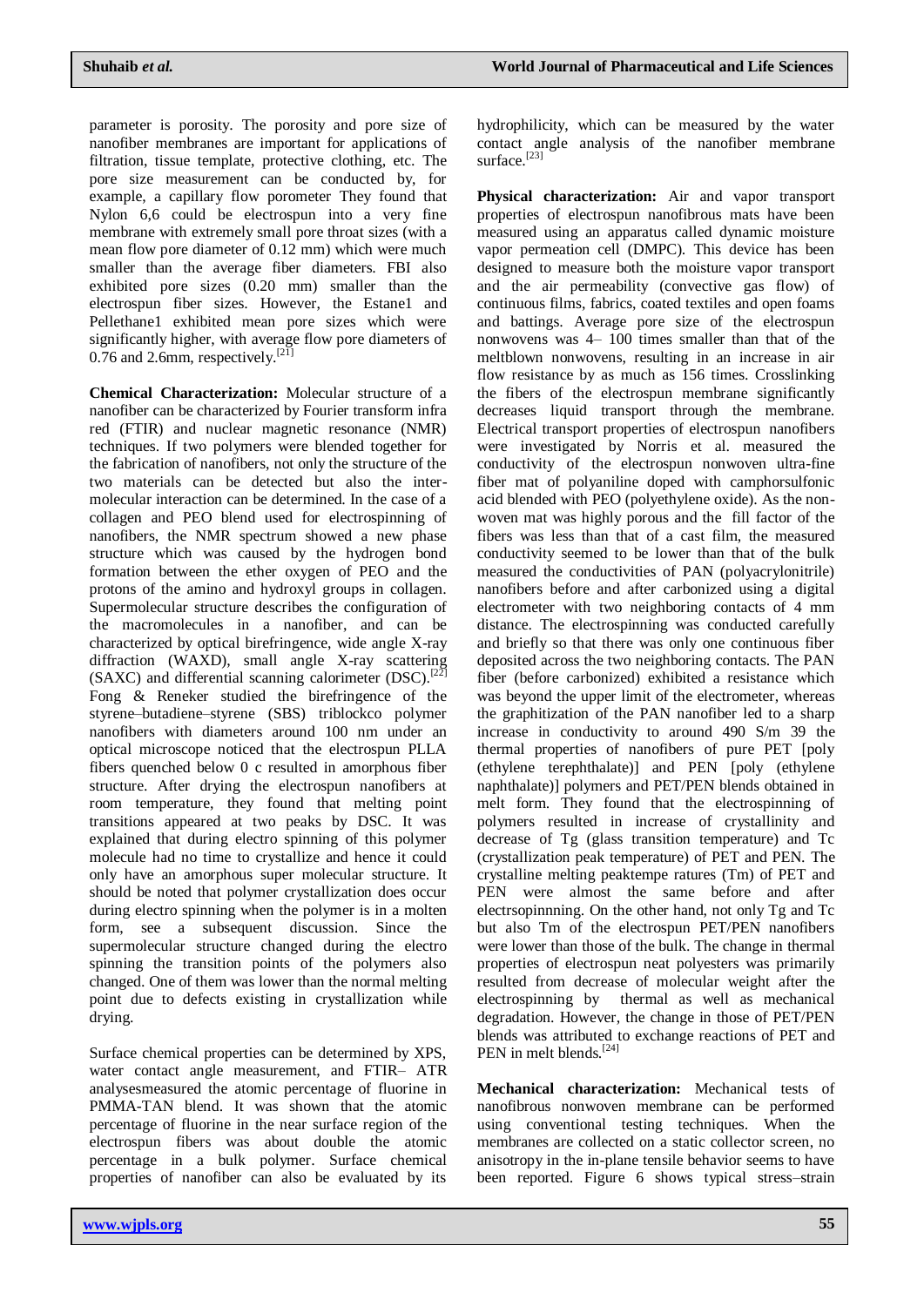parameter is porosity. The porosity and pore size of nanofiber membranes are important for applications of filtration, tissue template, protective clothing, etc. The pore size measurement can be conducted by, for example, a capillary flow porometer They found that Nylon 6,6 could be electrospun into a very fine membrane with extremely small pore throat sizes (with a mean flow pore diameter of 0.12 mm) which were much smaller than the average fiber diameters. FBI also exhibited pore sizes (0.20 mm) smaller than the electrospun fiber sizes. However, the Estane1 and Pellethane1 exhibited mean pore sizes which were significantly higher, with average flow pore diameters of 0.76 and 2.6mm, respectively.[21]

**Chemical Characterization:** Molecular structure of a nanofiber can be characterized by Fourier transform infra red (FTIR) and nuclear magnetic resonance (NMR) techniques. If two polymers were blended together for the fabrication of nanofibers, not only the structure of the two materials can be detected but also the inter-molecular interaction can be determined. In the case of a collagen and PEO blend used for electrospinning of nanofibers, the NMR spectrum showed a new phase structure which was caused by the hydrogen bond formation between the ether oxygen of PEO and the protons of the amino and hydroxyl groups in collagen. Supermolecular structure describes the configuration of the macromolecules in a nanofiber, and can be characterized by optical birefringence, wide angle X-ray diffraction (WAXD), small angle X-ray scattering (SAXC) and differential scanning calorimeter (DSC).[22] Fong & Reneker studied the birefringence of the styrene–butadiene–styrene (SBS) triblockco polymer nanofibers with diameters around 100 nm under an optical microscope noticed that the electrospun PLLA fibers quenched below 0 c resulted in amorphous fiber structure. After drying the electrospun nanofibers at room temperature, they found that melting point transitions appeared at two peaks by DSC. It was explained that during electro spinning of this polymer molecule had no time to crystallize and hence it could only have an amorphous super molecular structure. It should be noted that polymer crystallization does occur during electro spinning when the polymer is in a molten form, see a subsequent discussion. Since the supermolecular structure changed during the electro spinning the transition points of the polymers also changed. One of them was lower than the normal melting point due to defects existing in crystallization while drying.

Surface chemical properties can be determined by XPS, water contact angle measurement, and FTIR– ATR analysesmeasured the atomic percentage of fluorine in PMMA-TAN blend. It was shown that the atomic percentage of fluorine in the near surface region of the electrospun fibers was about double the atomic percentage in a bulk polymer. Surface chemical properties of nanofiber can also be evaluated by its hydrophilicity, which can be measured by the water contact angle analysis of the nanofiber membrane surface.[23]

**Physical characterization:** Air and vapor transport properties of electrospun nanofibrous mats have been measured using an apparatus called dynamic moisture vapor permeation cell (DMPC). This device has been designed to measure both the moisture vapor transport and the air permeability (convective gas flow) of continuous films, fabrics, coated textiles and open foams and battings. Average pore size of the electrospun nonwovens was 4– 100 times smaller than that of the meltblown nonwovens, resulting in an increase in air flow resistance by as much as 156 times. Crosslinking the fibers of the electrospun membrane significantly decreases liquid transport through the membrane. Electrical transport properties of electrospun nanofibers were investigated by Norris et al. measured the conductivity of the electrospun nonwoven ultra-fine fiber mat of polyaniline doped with camphorsulfonic acid blended with PEO (polyethylene oxide). As the non-woven mat was highly porous and the fill factor of the fibers was less than that of a cast film, the measured conductivity seemed to be lower than that of the bulk measured the conductivities of PAN (polyacrylonitrile) nanofibers before and after carbonized using a digital electrometer with two neighboring contacts of 4 mm distance. The electrospinning was conducted carefully and briefly so that there was only one continuous fiber deposited across the two neighboring contacts. The PAN fiber (before carbonized) exhibited a resistance which was beyond the upper limit of the electrometer, whereas the graphitization of the PAN nanofiber led to a sharp increase in conductivity to around 490 S/m 39 the thermal properties of nanofibers of pure PET [poly (ethylene terephthalate)] and PEN [poly (ethylene naphthalate)] polymers and PET/PEN blends obtained in melt form. They found that the electrospinning of polymers resulted in increase of crystallinity and decrease of Tg (glass transition temperature) and Tc (crystallization peak temperature) of PET and PEN. The crystalline melting peaktempe ratures (Tm) of PET and PEN were almost the same before and after electrsopinnning. On the other hand, not only Tg and Tc but also Tm of the electrospun PET/PEN nanofibers were lower than those of the bulk. The change in thermal properties of electrospun neat polyesters was primarily resulted from decrease of molecular weight after the electrospinning by thermal as well as mechanical degradation. However, the change in those of PET/PEN blends was attributed to exchange reactions of PET and PEN in melt blends.[24]

**Mechanical characterization:** Mechanical tests of nanofibrous nonwoven membrane can be performed using conventional testing techniques. When the membranes are collected on a static collector screen, no anisotropy in the in-plane tensile behavior seems to have been reported. Figure 6 shows typical stress–strain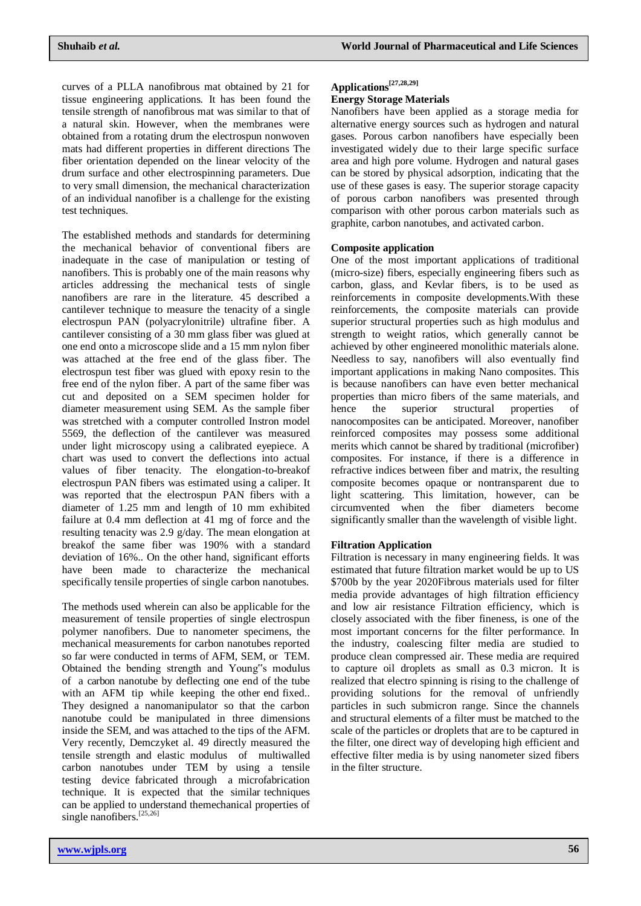curves of a PLLA nanofibrous mat obtained by 21 for tissue engineering applications. It has been found the tensile strength of nanofibrous mat was similar to that of a natural skin. However, when the membranes were obtained from a rotating drum the electrospun nonwoven mats had different properties in different directions The fiber orientation depended on the linear velocity of the drum surface and other electrospinning parameters. Due to very small dimension, the mechanical characterization of an individual nanofiber is a challenge for the existing test techniques.

The established methods and standards for determining the mechanical behavior of conventional fibers are inadequate in the case of manipulation or testing of nanofibers. This is probably one of the main reasons why articles addressing the mechanical tests of single nanofibers are rare in the literature. 45 described a cantilever technique to measure the tenacity of a single electrospun PAN (polyacrylonitrile) ultrafine fiber. A cantilever consisting of a 30 mm glass fiber was glued at one end onto a microscope slide and a 15 mm nylon fiber was attached at the free end of the glass fiber. The electrospun test fiber was glued with epoxy resin to the free end of the nylon fiber. A part of the same fiber was cut and deposited on a SEM specimen holder for diameter measurement using SEM. As the sample fiber was stretched with a computer controlled Instron model 5569, the deflection of the cantilever was measured under light microscopy using a calibrated eyepiece. A chart was used to convert the deflections into actual values of fiber tenacity. The elongation-to-breakof electrospun PAN fibers was estimated using a caliper. It was reported that the electrospun PAN fibers with a diameter of 1.25 mm and length of 10 mm exhibited failure at 0.4 mm deflection at 41 mg of force and the resulting tenacity was 2.9 g/day. The mean elongation at breakof the same fiber was 190% with a standard deviation of 16%.. On the other hand, significant efforts have been made to characterize the mechanical specifically tensile properties of single carbon nanotubes.

The methods used wherein can also be applicable for the measurement of tensile properties of single electrospun polymer nanofibers. Due to nanometer specimens, the mechanical measurements for carbon nanotubes reported so far were conducted in terms of AFM, SEM, or TEM. Obtained the bending strength and Young"s modulus of a carbon nanotube by deflecting one end of the tube with an AFM tip while keeping the other end fixed.. They designed a nanomanipulator so that the carbon nanotube could be manipulated in three dimensions inside the SEM, and was attached to the tips of the AFM. Very recently, Demczyket al. 49 directly measured the tensile strength and elastic modulus of multiwalled carbon nanotubes under TEM by using a tensile testing device fabricated through a microfabrication technique. It is expected that the similar techniques can be applied to understand themechanical properties of single nanofibers.[25,26]

## Applications[27,28,29]

### Energy Storage Materials

Nanofibers have been applied as a storage media for alternative energy sources such as hydrogen and natural gases. Porous carbon nanofibers have especially been investigated widely due to their large specific surface area and high pore volume. Hydrogen and natural gases can be stored by physical adsorption, indicating that the use of these gases is easy. The superior storage capacity of porous carbon nanofibers was presented through comparison with other porous carbon materials such as graphite, carbon nanotubes, and activated carbon.

### Composite application

One of the most important applications of traditional (micro-size) fibers, especially engineering fibers such as carbon, glass, and Kevlar fibers, is to be used as reinforcements in composite developments.With these reinforcements, the composite materials can provide superior structural properties such as high modulus and strength to weight ratios, which generally cannot be achieved by other engineered monolithic materials alone. Needless to say, nanofibers will also eventually find important applications in making Nano composites. This is because nanofibers can have even better mechanical properties than micro fibers of the same materials, and hence the superior structural properties of nanocomposites can be anticipated. Moreover, nanofiber reinforced composites may possess some additional merits which cannot be shared by traditional (microfiber) composites. For instance, if there is a difference in refractive indices between fiber and matrix, the resulting composite becomes opaque or nontransparent due to light scattering. This limitation, however, can be circumvented when the fiber diameters become significantly smaller than the wavelength of visible light.

### Filtration Application

Filtration is necessary in many engineering fields. It was estimated that future filtration market would be up to US $700b by the year 2020Fibrous materials used for filter media provide advantages of high filtration efficiency and low air resistance Filtration efficiency, which is closely associated with the fiber fineness, is one of the most important concerns for the filter performance. In the industry, coalescing filter media are studied to produce clean compressed air. These media are required to capture oil droplets as small as 0.3 micron. It is realized that electro spinning is rising to the challenge of providing solutions for the removal of unfriendly particles in such submicron range. Since the channels and structural elements of a filter must be matched to the scale of the particles or droplets that are to be captured in the filter, one direct way of developing high efficient and effective filter media is by using nanometer sized fibers in the filter structure.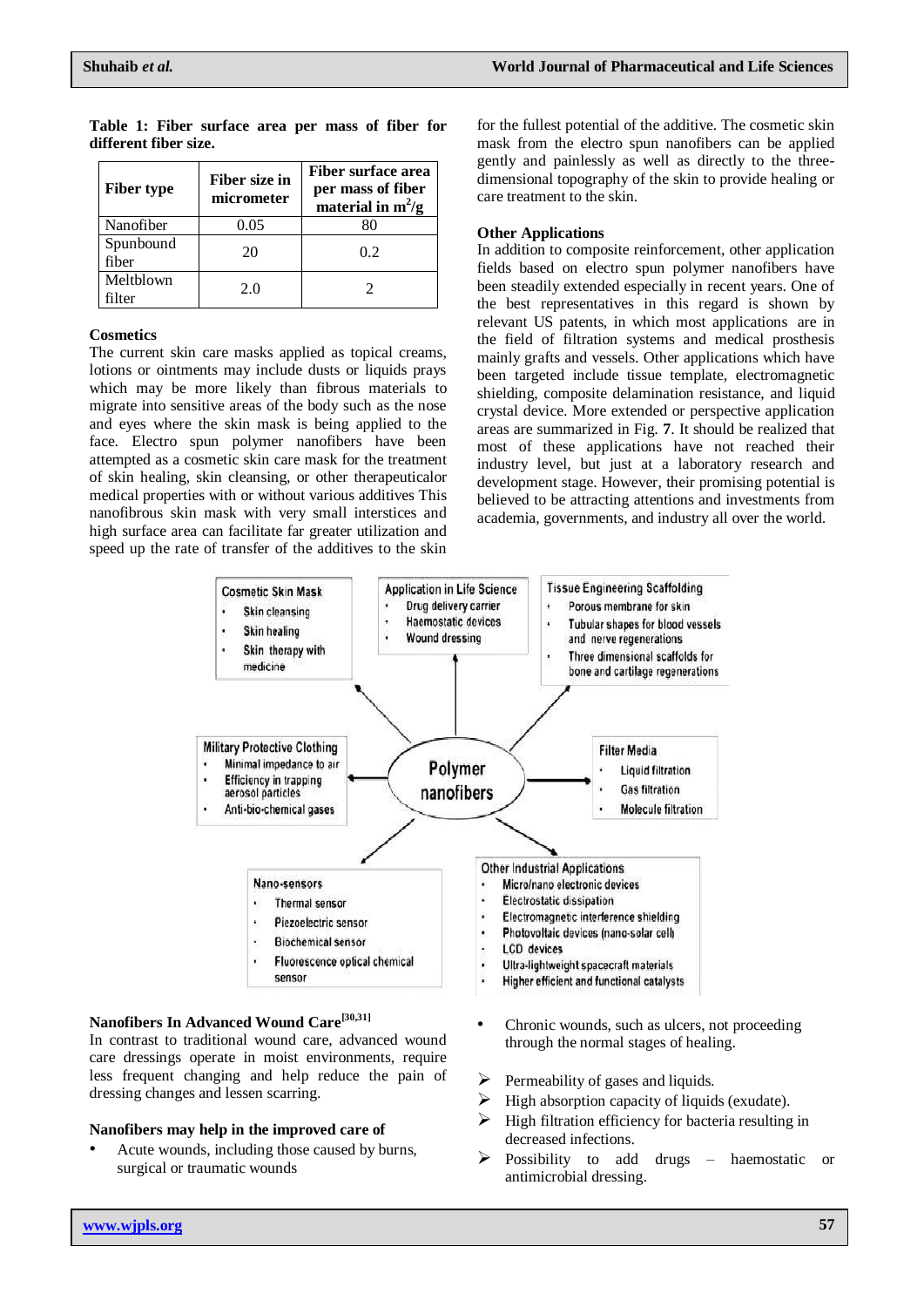**Table 1: Fiber surface area per mass of fiber for different fiber size.**

| Fiber type | Fiber size in micrometer | Fiber surface area per mass of fiber material in $m^2/g$ |
|---|---|---|
| Nanofiber | 0.05 | 80 |
| Spunbound fiber | 20 | 0.2 |
| Meltblown filter | 2.0 | 2 |

### Cosmetics

The current skin care masks applied as topical creams, lotions or ointments may include dusts or liquids prays which may be more likely than fibrous materials to migrate into sensitive areas of the body such as the nose and eyes where the skin mask is being applied to the face. Electro spun polymer nanofibers have been attempted as a cosmetic skin care mask for the treatment of skin healing, skin cleansing, or other therapeuticalor medical properties with or without various additives This nanofibrous skin mask with very small interstices and high surface area can facilitate far greater utilization and speed up the rate of transfer of the additives to the skin for the fullest potential of the additive. The cosmetic skin mask from the electro spun nanofibers can be applied gently and painlessly as well as directly to the three-dimensional topography of the skin to provide healing or care treatment to the skin.

### Other Applications

In addition to composite reinforcement, other application fields based on electro spun polymer nanofibers have been steadily extended especially in recent years. One of the best representatives in this regard is shown by relevant US patents, in which most applications are in the field of filtration systems and medical prosthesis mainly grafts and vessels. Other applications which have been targeted include tissue template, electromagnetic shielding, composite delamination resistance, and liquid crystal device. More extended or perspective application areas are summarized in Fig. **7**. It should be realized that most of these applications have not reached their industry level, but just at a laboratory research and development stage. However, their promising potential is believed to be attracting attentions and investments from academia, governments, and industry all over the world.

**Polymer nanofibers**

Cosmetic Skin Mask
- Skin cleansing
- Skin healing
- Skin therapy with medicine

Application in Life Science
- Drug delivery carrier
- Haemostatic devices
- Wound dressing

Tissue Engineering Scaffolding
- Porous membrane for skin
- Tubular shapes for blood vessels and nerve regenerations
- Three dimensional scaffolds for bone and cartilage regenerations

Military Protective Clothing
- Minimal impedance to air
- Efficiency in trapping aerosol particles
- Anti-bio-chemical gases

Filter Media
- Liquid filtration
- Gas filtration
- Molecule filtration

Nano-sensors
- Thermal sensor
- Piezoelectric sensor
- Biochemical sensor
- Fluorescence optical chemical sensor

Other Industrial Applications
- Micro/nano electronic devices
- Electrostatic dissipation
- Electromagnetic interference shielding
- Photovoltaic devices (nano-solar cell)
- LCD devices
- Ultra-lightweight spacecraft materials
- Higher efficient and functional catalysts

### Nanofibers In Advanced Wound Care[30,31]

In contrast to traditional wound care, advanced wound care dressings operate in moist environments, require less frequent changing and help reduce the pain of dressing changes and lessen scarring.

### Nanofibers may help in the improved care of

- Acute wounds, including those caused by burns, surgical or traumatic wounds
- Chronic wounds, such as ulcers, not proceeding through the normal stages of healing.

- Permeability of gases and liquids.
- High absorption capacity of liquids (exudate).
- High filtration efficiency for bacteria resulting in decreased infections.
- Possibility to add drugs – haemostatic or antimicrobial dressing.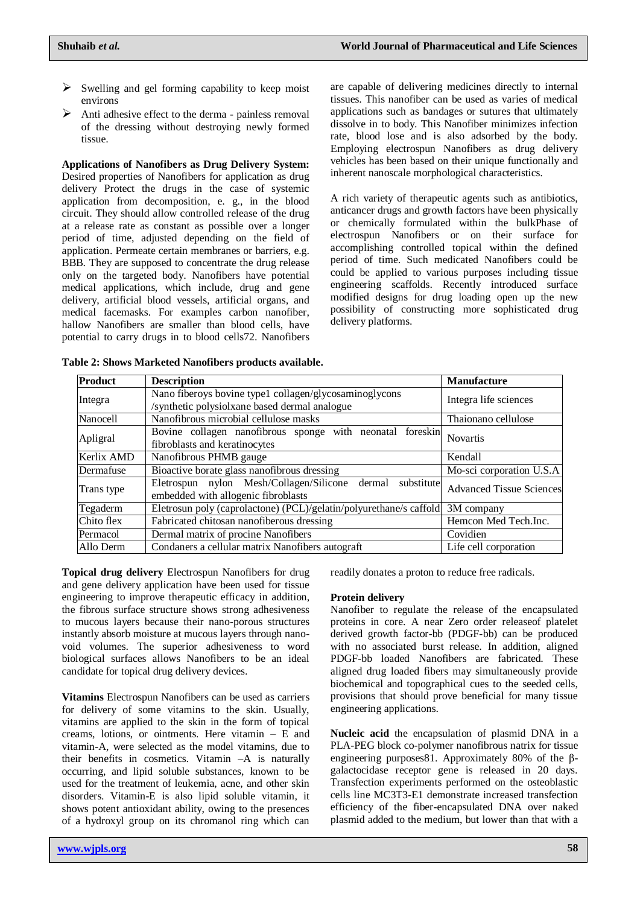- Swelling and gel forming capability to keep moist environs
- Anti adhesive effect to the derma - painless removal of the dressing without destroying newly formed tissue.

**Applications of Nanofibers as Drug Delivery System:** Desired properties of Nanofibers for application as drug delivery Protect the drugs in the case of systemic application from decomposition, e. g., in the blood circuit. They should allow controlled release of the drug at a release rate as constant as possible over a longer period of time, adjusted depending on the field of application. Permeate certain membranes or barriers, e.g. BBB. They are supposed to concentrate the drug release only on the targeted body. Nanofibers have potential medical applications, which include, drug and gene delivery, artificial blood vessels, artificial organs, and medical facemasks. For examples carbon nanofiber, hallow Nanofibers are smaller than blood cells, have potential to carry drugs in to blood cells72. Nanofibers are capable of delivering medicines directly to internal tissues. This nanofiber can be used as varies of medical applications such as bandages or sutures that ultimately dissolve in to body. This Nanofiber minimizes infection rate, blood lose and is also adsorbed by the body. Employing electrospun Nanofibers as drug delivery vehicles has been based on their unique functionally and inherent nanoscale morphological characteristics.

A rich variety of therapeutic agents such as antibiotics, anticancer drugs and growth factors have been physically or chemically formulated within the bulkPhase of electrospun Nanofibers or on their surface for accomplishing controlled topical within the defined period of time. Such medicated Nanofibers could be could be applied to various purposes including tissue engineering scaffolds. Recently introduced surface modified designs for drug loading open up the new possibility of constructing more sophisticated drug delivery platforms.

**Table 2: Shows Marketed Nanofibers products available.**

| Product | Description | Manufacture |
|---|---|---|
| Integra | Nano fiberoys bovine type1 collagen/glycosaminoglycons /synthetic polysiolxane based dermal analogue | Integra life sciences |
| Nanocell | Nanofibrous microbial cellulose masks | Thaionano cellulose |
| Apligral | Bovine collagen nanofibrous sponge with neonatal foreskin fibroblasts and keratinocytes | Novartis |
| Kerlix AMD | Nanofibrous PHMB gauge | Kendall |
| Dermafuse | Bioactive borate glass nanofibrous dressing | Mo-sci corporation U.S.A |
| Trans type | Eletrospun nylon Mesh/Collagen/Silicone dermal substitute embedded with allogenic fibroblasts | Advanced Tissue Sciences |
| Tegaderm | Eletrosun poly (caprolactone) (PCL)/gelatin/polyurethane/s caffold | 3M company |
| Chito flex | Fabricated chitosan nanofiberous dressing | Hemcon Med Tech.Inc. |
| Permacol | Dermal matrix of procine Nanofibers | Covidien |
| Allo Derm | Condaners a cellular matrix Nanofibers autograft | Life cell corporation |

**Topical drug delivery** Electrospun Nanofibers for drug and gene delivery application have been used for tissue engineering to improve therapeutic efficacy in addition, the fibrous surface structure shows strong adhesiveness to mucous layers because their nano-porous structures instantly absorb moisture at mucous layers through nano-void volumes. The superior adhesiveness to word biological surfaces allows Nanofibers to be an ideal candidate for topical drug delivery devices.

**Vitamins** Electrospun Nanofibers can be used as carriers for delivery of some vitamins to the skin. Usually, vitamins are applied to the skin in the form of topical creams, lotions, or ointments. Here vitamin – E and vitamin-A, were selected as the model vitamins, due to their benefits in cosmetics. Vitamin –A is naturally occurring, and lipid soluble substances, known to be used for the treatment of leukemia, acne, and other skin disorders. Vitamin-E is also lipid soluble vitamin, it shows potent antioxidant ability, owing to the presences of a hydroxyl group on its chromanol ring which can readily donates a proton to reduce free radicals.

**Protein delivery**
Nanofiber to regulate the release of the encapsulated proteins in core. A near Zero order releaseof platelet derived growth factor-bb (PDGF-bb) can be produced with no associated burst release. In addition, aligned PDGF-bb loaded Nanofibers are fabricated. These aligned drug loaded fibers may simultaneously provide biochemical and topographical cues to the seeded cells, provisions that should prove beneficial for many tissue engineering applications.

**Nucleic acid** the encapsulation of plasmid DNA in a PLA-PEG block co-polymer nanofibrous natrix for tissue engineering purposes81. Approximately 80% of the β-galactocidase receptor gene is released in 20 days. Transfection experiments performed on the osteoblastic cells line MC3T3-E1 demonstrate increased transfection efficiency of the fiber-encapsulated DNA over naked plasmid added to the medium, but lower than that with a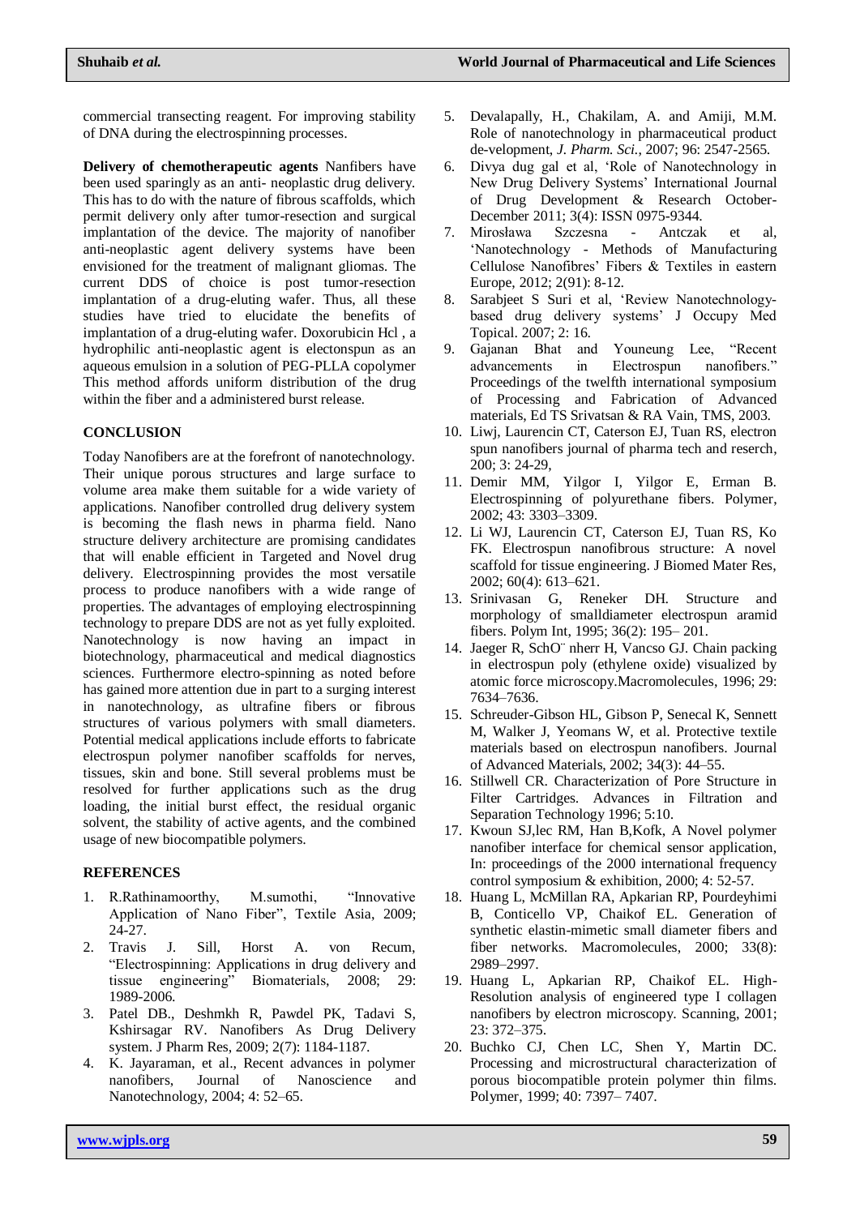commercial transecting reagent. For improving stability of DNA during the electrospinning processes.

**Delivery of chemotherapeutic agents** Nanfibers have been used sparingly as an anti- neoplastic drug delivery. This has to do with the nature of fibrous scaffolds, which permit delivery only after tumor-resection and surgical implantation of the device. The majority of nanofiber anti-neoplastic agent delivery systems have been envisioned for the treatment of malignant gliomas. The current DDS of choice is post tumor-resection implantation of a drug-eluting wafer. Thus, all these studies have tried to elucidate the benefits of implantation of a drug-eluting wafer. Doxorubicin Hcl , a hydrophilic anti-neoplastic agent is electonspun as an aqueous emulsion in a solution of PEG-PLLA copolymer This method affords uniform distribution of the drug within the fiber and a administered burst release.

## CONCLUSION

Today Nanofibers are at the forefront of nanotechnology. Their unique porous structures and large surface to volume area make them suitable for a wide variety of applications. Nanofiber controlled drug delivery system is becoming the flash news in pharma field. Nano structure delivery architecture are promising candidates that will enable efficient in Targeted and Novel drug delivery. Electrospinning provides the most versatile process to produce nanofibers with a wide range of properties. The advantages of employing electrospinning technology to prepare DDS are not as yet fully exploited. Nanotechnology is now having an impact in biotechnology, pharmaceutical and medical diagnostics sciences. Furthermore electro-spinning as noted before has gained more attention due in part to a surging interest in nanotechnology, as ultrafine fibers or fibrous structures of various polymers with small diameters. Potential medical applications include efforts to fabricate electrospun polymer nanofiber scaffolds for nerves, tissues, skin and bone. Still several problems must be resolved for further applications such as the drug loading, the initial burst effect, the residual organic solvent, the stability of active agents, and the combined usage of new biocompatible polymers.

## REFERENCES

1. R.Rathinamoorthy, M.sumothi, "Innovative Application of Nano Fiber", Textile Asia, 2009; 24-27.
2. Travis J. Sill, Horst A. von Recum, "Electrospinnning: Applications in drug delivery and tissue engineering" Biomaterials, 2008; 29: 1989-2006.
3. Patel DB., Deshmkh R, Pawdel PK, Tadavi S, Kshirsagar RV. Nanofibers As Drug Delivery system. J Pharm Res, 2009; 2(7): 1184-1187.
4. K. Jayaraman, et al., Recent advances in polymer nanofibers, Journal of Nanoscience and Nanotechnology, 2004; 4: 52–65.
5. Devalapally, H., Chakilam, A. and Amiji, M.M. Role of nanotechnology in pharmaceutical product de-velopment, *J. Pharm. Sci.*, 2007; 96: 2547-2565.
6. Divya dug gal et al, 'Role of Nanotechnology in New Drug Delivery Systems' International Journal of Drug Development & Research October-December 2011; 3(4): ISSN 0975-9344.
7. Mirosława Szczesna - Antczak et al, 'Nanotechnology - Methods of Manufacturing Cellulose Nanofibres' Fibers & Textiles in eastern Europe, 2012; 2(91): 8-12.
8. Sarabjeet S Suri et al, 'Review Nanotechnology-based drug delivery systems' J Occupy Med Topical. 2007; 2: 16.
9. Gajanan Bhat and Youneung Lee, "Recent advancements in Electrospun nanofibers." Proceedings of the twelfth international symposium of Processing and Fabrication of Advanced materials, Ed TS Srivatsan & RA Vain, TMS, 2003.
10. Liwj, Laurencin CT, Caterson EJ, Tuan RS, electron spun nanofibers journal of pharma tech and reserch, 200; 3: 24-29,
11. Demir MM, Yilgor I, Yilgor E, Erman B. Electrospinning of polyurethane fibers. Polymer, 2002; 43: 3303–3309.
12. Li WJ, Laurencin CT, Caterson EJ, Tuan RS, Ko FK. Electrospun nanofibrous structure: A novel scaffold for tissue engineering. J Biomed Mater Res, 2002; 60(4): 613–621.
13. Srinivasan G, Reneker DH. Structure and morphology of smalldiameter electrospun aramid fibers. Polym Int, 1995; 36(2): 195– 201.
14. Jaeger R, SchO¨ nherr H, Vancso GJ. Chain packing in electrospun poly (ethylene oxide) visualized by atomic force microscopy.Macromolecules, 1996; 29: 7634–7636.
15. Schreuder-Gibson HL, Gibson P, Senecal K, Sennett M, Walker J, Yeomans W, et al. Protective textile materials based on electrospun nanofibers. Journal of Advanced Materials, 2002; 34(3): 44–55.
16. Stillwell CR. Characterization of Pore Structure in Filter Cartridges. Advances in Filtration and Separation Technology 1996; 5:10.
17. Kwoun SJ,lec RM, Han B,Kofk, A Novel polymer nanofiber interface for chemical sensor application, In: proceedings of the 2000 international frequency control symposium & exhibition, 2000; 4: 52-57.
18. Huang L, McMillan RA, Apkarian RP, Pourdeyhimi B, Conticello VP, Chaikof EL. Generation of synthetic elastin-mimetic small diameter fibers and fiber networks. Macromolecules, 2000; 33(8): 2989–2997.
19. Huang L, Apkarian RP, Chaikof EL. High-Resolution analysis of engineered type I collagen nanofibers by electron microscopy. Scanning, 2001; 23: 372–375.
20. Buchko CJ, Chen LC, Shen Y, Martin DC. Processing and microstructural characterization of porous biocompatible protein polymer thin films. Polymer, 1999; 40: 7397– 7407.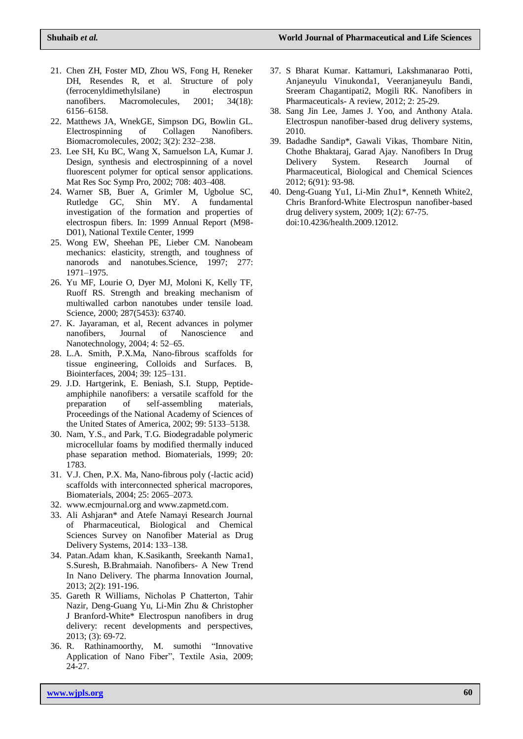21. Chen ZH, Foster MD, Zhou WS, Fong H, Reneker DH, Resendes R, et al. Structure of poly (ferrocenyldimethylsilane) in electrospun nanofibers. Macromolecules, 2001; 34(18): 6156–6158.
22. Matthews JA, WnekGE, Simpson DG, Bowlin GL. Electrospinning of Collagen Nanofibers. Biomacromolecules, 2002; 3(2): 232–238.
23. Lee SH, Ku BC, Wang X, Samuelson LA, Kumar J. Design, synthesis and electrospinning of a novel fluorescent polymer for optical sensor applications. Mat Res Soc Symp Pro, 2002; 708: 403–408.
24. Warner SB, Buer A, Grimler M, Ugbolue SC, Rutledge GC, Shin MY. A fundamental investigation of the formation and properties of electrospun fibers. In: 1999 Annual Report (M98-D01), National Textile Center, 1999
25. Wong EW, Sheehan PE, Lieber CM. Nanobeam mechanics: elasticity, strength, and toughness of nanorods and nanotubes.Science, 1997; 277: 1971–1975.
26. Yu MF, Lourie O, Dyer MJ, Moloni K, Kelly TF, Ruoff RS. Strength and breaking mechanism of multiwalled carbon nanotubes under tensile load. Science, 2000; 287(5453): 63740.
27. K. Jayaraman, et al, Recent advances in polymer nanofibers, Journal of Nanoscience and Nanotechnology, 2004; 4: 52–65.
28. L.A. Smith, P.X.Ma, Nano-fibrous scaffolds for tissue engineering, Colloids and Surfaces. B, Biointerfaces, 2004; 39: 125–131.
29. J.D. Hartgerink, E. Beniash, S.I. Stupp, Peptide-amphiphile nanofibers: a versatile scaffold for the preparation of self-assembling materials, Proceedings of the National Academy of Sciences of the United States of America, 2002; 99: 5133–5138.
30. Nam, Y.S., and Park, T.G. Biodegradable polymeric microcellular foams by modified thermally induced phase separation method. Biomaterials, 1999; 20: 1783.
31. V.J. Chen, P.X. Ma, Nano-fibrous poly (-lactic acid) scaffolds with interconnected spherical macropores, Biomaterials, 2004; 25: 2065–2073.
32. www.ecmjournal.org and www.zapmetd.com.
33. Ali Ashjaran* and Atefe Namayi Research Journal of Pharmaceutical, Biological and Chemical Sciences Survey on Nanofiber Material as Drug Delivery Systems, 2014: 133–138.
34. Patan.Adam khan, K.Sasikanth, Sreekanth Nama1, S.Suresh, B.Brahmaiah. Nanofibers- A New Trend In Nano Delivery. The pharma Innovation Journal, 2013; 2(2): 191-196.
35. Gareth R Williams, Nicholas P Chatterton, Tahir Nazir, Deng-Guang Yu, Li-Min Zhu & Christopher J Branford-White* Electrospun nanofibers in drug delivery: recent developments and perspectives, 2013; (3): 69-72.
36. R. Rathinamoorthy, M. sumothi "Innovative Application of Nano Fiber", Textile Asia, 2009; 24-27.
37. S Bharat Kumar. Kattamuri, Lakshmanarao Potti, Anjaneyulu Vinukonda1, Veeranjaneyulu Bandi, Sreeram Chagantipati2, Mogili RK. Nanofibers in Pharmaceuticals- A review, 2012; 2: 25-29.
38. Sang Jin Lee, James J. Yoo, and Anthony Atala. Electrospun nanofiber-based drug delivery systems, 2010.
39. Badadhe Sandip*, Gawali Vikas, Thombare Nitin, Chothe Bhaktaraj, Garad Ajay. Nanofibers In Drug Delivery System. Research Journal of Pharmaceutical, Biological and Chemical Sciences 2012; 6(91): 93-98.
40. Deng-Guang Yu1, Li-Min Zhu1*, Kenneth White2, Chris Branford-White Electrospun nanofiber-based drug delivery system, 2009; 1(2): 67-75. doi:10.4236/health.2009.12012.